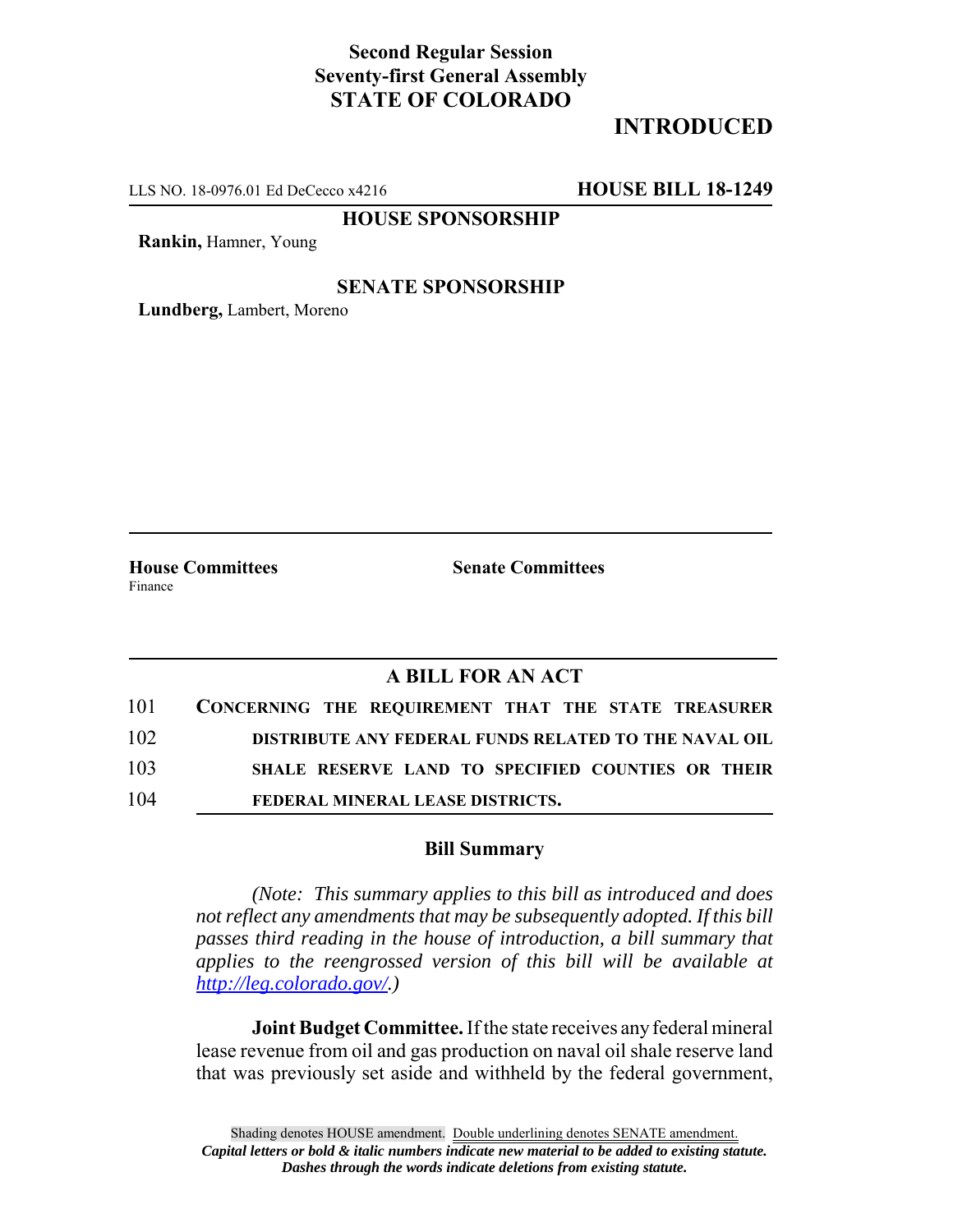**Second Regular Session**
**Seventy-first General Assembly**
**STATE OF COLORADO**

# INTRODUCED

LLS NO. 18-0976.01 Ed DeCecco x4216 **HOUSE BILL 18-1249**

**HOUSE SPONSORSHIP**

**Rankin,** Hamner, Young

**SENATE SPONSORSHIP**

**Lundberg,** Lambert, Moreno

**House Committees**
Finance

**Senate Committees**

## A BILL FOR AN ACT

101 **CONCERNING THE REQUIREMENT THAT THE STATE TREASURER**
102 **DISTRIBUTE ANY FEDERAL FUNDS RELATED TO THE NAVAL OIL**
103 **SHALE RESERVE LAND TO SPECIFIED COUNTIES OR THEIR**
104 **FEDERAL MINERAL LEASE DISTRICTS.**

### Bill Summary

*(Note: This summary applies to this bill as introduced and does not reflect any amendments that may be subsequently adopted. If this bill passes third reading in the house of introduction, a bill summary that applies to the reengrossed version of this bill will be available at http://leg.colorado.gov/.)*

**Joint Budget Committee.** If the state receives any federal mineral lease revenue from oil and gas production on naval oil shale reserve land that was previously set aside and withheld by the federal government,

Shading denotes HOUSE amendment. Double underlining denotes SENATE amendment.
*Capital letters or bold & italic numbers indicate new material to be added to existing statute.*
*Dashes through the words indicate deletions from existing statute.*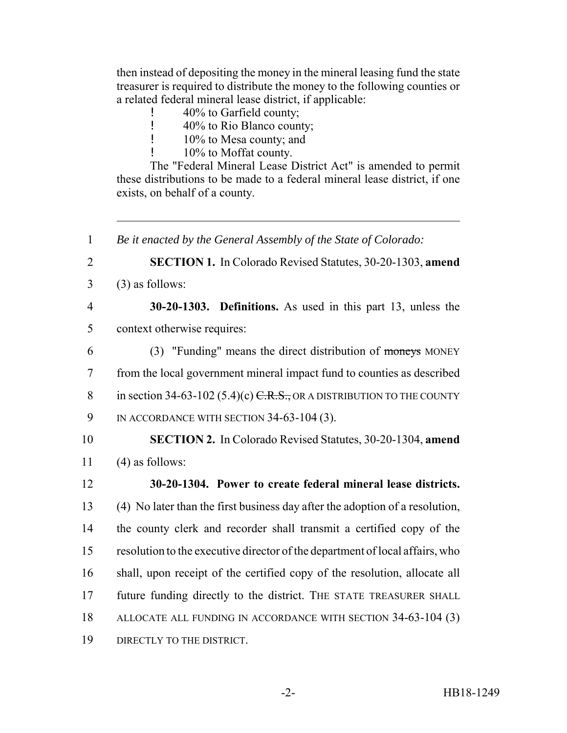then instead of depositing the money in the mineral leasing fund the state treasurer is required to distribute the money to the following counties or a related federal mineral lease district, if applicable:

- 40% to Garfield county;
- 40% to Rio Blanco county;
- 10% to Mesa county; and
- 10% to Moffat county.

The "Federal Mineral Lease District Act" is amended to permit these distributions to be made to a federal mineral lease district, if one exists, on behalf of a county.

---

1 *Be it enacted by the General Assembly of the State of Colorado:*

2 **SECTION 1.** In Colorado Revised Statutes, 30-20-1303, **amend**
3 (3) as follows:

4 **30-20-1303. Definitions.** As used in this part 13, unless the
5 context otherwise requires:

6 (3) "Funding" means the direct distribution of ~~moneys~~ MONEY
7 from the local government mineral impact fund to counties as described
8 in section 34-63-102 (5.4)(c) ~~C.R.S.,~~ OR A DISTRIBUTION TO THE COUNTY
9 IN ACCORDANCE WITH SECTION 34-63-104 (3).

10 **SECTION 2.** In Colorado Revised Statutes, 30-20-1304, **amend**
11 (4) as follows:

12 **30-20-1304. Power to create federal mineral lease districts.**
13 (4) No later than the first business day after the adoption of a resolution,
14 the county clerk and recorder shall transmit a certified copy of the
15 resolution to the executive director of the department of local affairs, who
16 shall, upon receipt of the certified copy of the resolution, allocate all
17 future funding directly to the district. THE STATE TREASURER SHALL
18 ALLOCATE ALL FUNDING IN ACCORDANCE WITH SECTION 34-63-104 (3)
19 DIRECTLY TO THE DISTRICT.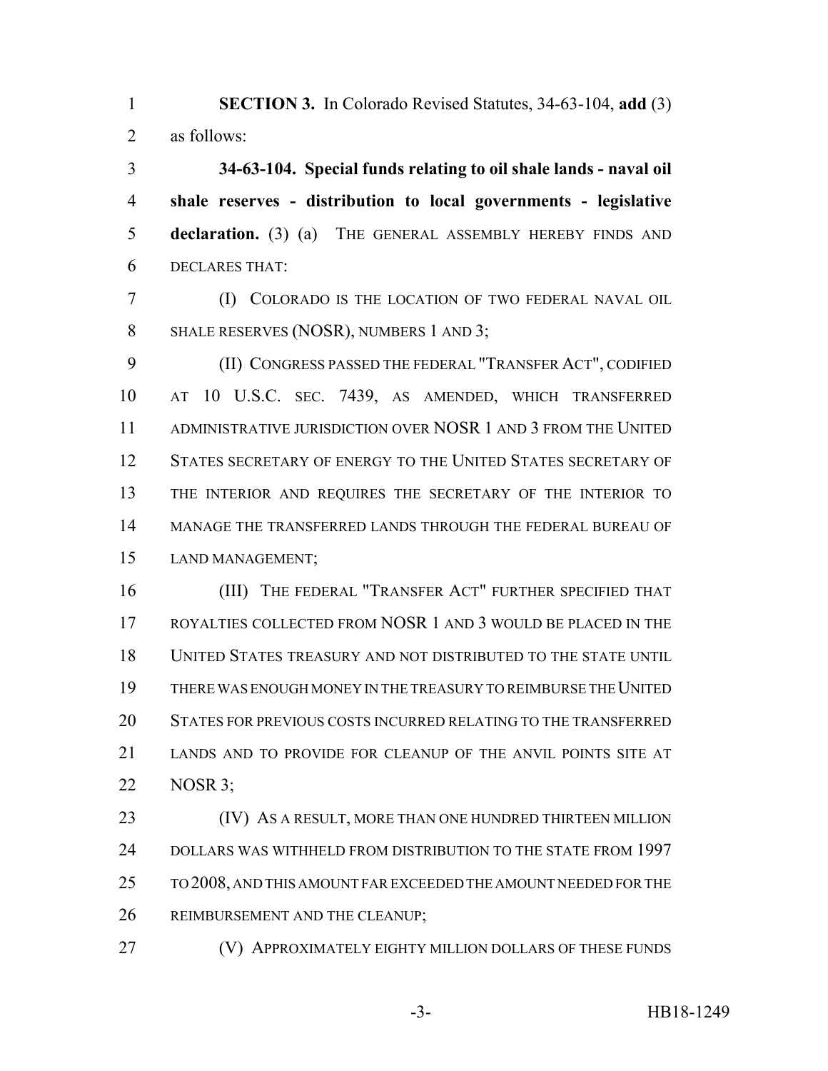**SECTION 3.** In Colorado Revised Statutes, 34-63-104, **add** (3) as follows:

**34-63-104. Special funds relating to oil shale lands - naval oil shale reserves - distribution to local governments - legislative declaration.** (3) (a) THE GENERAL ASSEMBLY HEREBY FINDS AND DECLARES THAT:

(I) COLORADO IS THE LOCATION OF TWO FEDERAL NAVAL OIL SHALE RESERVES (NOSR), NUMBERS 1 AND 3;

(II) CONGRESS PASSED THE FEDERAL "TRANSFER ACT", CODIFIED AT 10 U.S.C. SEC. 7439, AS AMENDED, WHICH TRANSFERRED ADMINISTRATIVE JURISDICTION OVER NOSR 1 AND 3 FROM THE UNITED STATES SECRETARY OF ENERGY TO THE UNITED STATES SECRETARY OF THE INTERIOR AND REQUIRES THE SECRETARY OF THE INTERIOR TO MANAGE THE TRANSFERRED LANDS THROUGH THE FEDERAL BUREAU OF LAND MANAGEMENT;

(III) THE FEDERAL "TRANSFER ACT" FURTHER SPECIFIED THAT ROYALTIES COLLECTED FROM NOSR 1 AND 3 WOULD BE PLACED IN THE UNITED STATES TREASURY AND NOT DISTRIBUTED TO THE STATE UNTIL THERE WAS ENOUGH MONEY IN THE TREASURY TO REIMBURSE THE UNITED STATES FOR PREVIOUS COSTS INCURRED RELATING TO THE TRANSFERRED LANDS AND TO PROVIDE FOR CLEANUP OF THE ANVIL POINTS SITE AT NOSR 3;

(IV) AS A RESULT, MORE THAN ONE HUNDRED THIRTEEN MILLION DOLLARS WAS WITHHELD FROM DISTRIBUTION TO THE STATE FROM 1997 TO 2008, AND THIS AMOUNT FAR EXCEEDED THE AMOUNT NEEDED FOR THE REIMBURSEMENT AND THE CLEANUP;

(V) APPROXIMATELY EIGHTY MILLION DOLLARS OF THESE FUNDS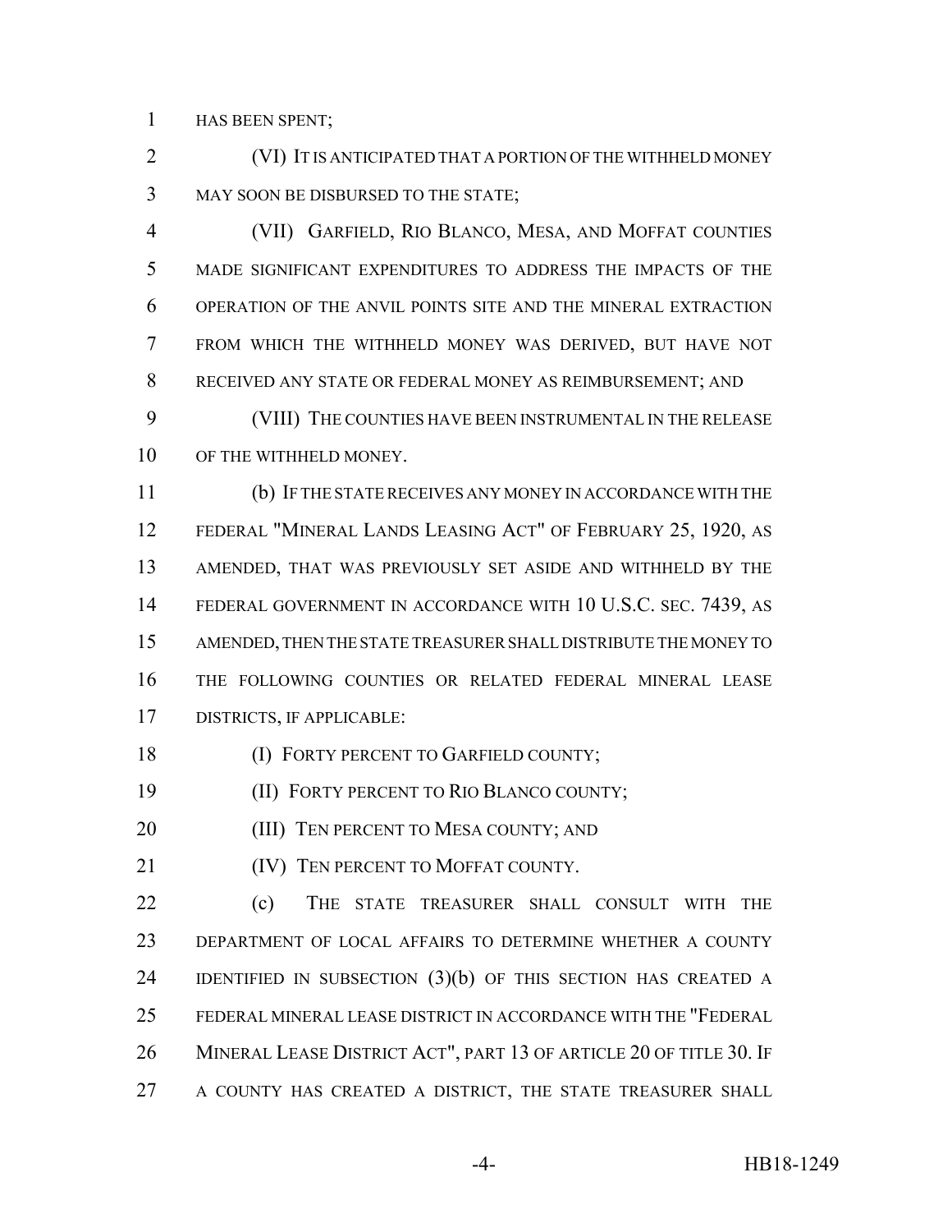HAS BEEN SPENT;

(VI) IT IS ANTICIPATED THAT A PORTION OF THE WITHHELD MONEY MAY SOON BE DISBURSED TO THE STATE;

(VII) GARFIELD, RIO BLANCO, MESA, AND MOFFAT COUNTIES MADE SIGNIFICANT EXPENDITURES TO ADDRESS THE IMPACTS OF THE OPERATION OF THE ANVIL POINTS SITE AND THE MINERAL EXTRACTION FROM WHICH THE WITHHELD MONEY WAS DERIVED, BUT HAVE NOT RECEIVED ANY STATE OR FEDERAL MONEY AS REIMBURSEMENT; AND

(VIII) THE COUNTIES HAVE BEEN INSTRUMENTAL IN THE RELEASE OF THE WITHHELD MONEY.

(b) IF THE STATE RECEIVES ANY MONEY IN ACCORDANCE WITH THE FEDERAL "MINERAL LANDS LEASING ACT" OF FEBRUARY 25, 1920, AS AMENDED, THAT WAS PREVIOUSLY SET ASIDE AND WITHHELD BY THE FEDERAL GOVERNMENT IN ACCORDANCE WITH 10 U.S.C. SEC. 7439, AS AMENDED, THEN THE STATE TREASURER SHALL DISTRIBUTE THE MONEY TO THE FOLLOWING COUNTIES OR RELATED FEDERAL MINERAL LEASE DISTRICTS, IF APPLICABLE:

(I) FORTY PERCENT TO GARFIELD COUNTY;

(II) FORTY PERCENT TO RIO BLANCO COUNTY;

(III) TEN PERCENT TO MESA COUNTY; AND

(IV) TEN PERCENT TO MOFFAT COUNTY.

(c) THE STATE TREASURER SHALL CONSULT WITH THE DEPARTMENT OF LOCAL AFFAIRS TO DETERMINE WHETHER A COUNTY IDENTIFIED IN SUBSECTION (3)(b) OF THIS SECTION HAS CREATED A FEDERAL MINERAL LEASE DISTRICT IN ACCORDANCE WITH THE "FEDERAL MINERAL LEASE DISTRICT ACT", PART 13 OF ARTICLE 20 OF TITLE 30. IF A COUNTY HAS CREATED A DISTRICT, THE STATE TREASURER SHALL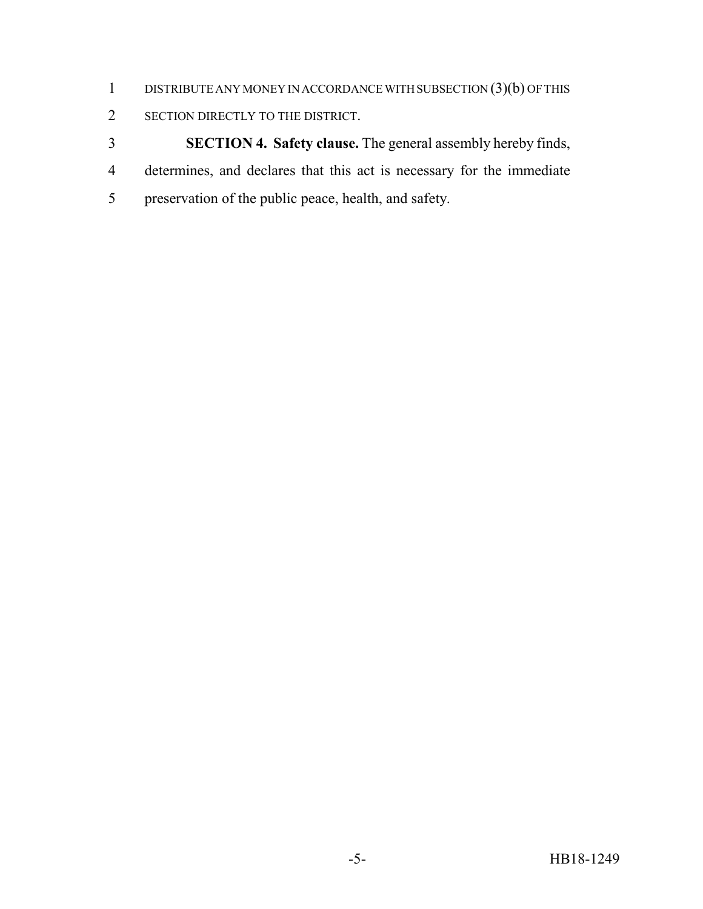DISTRIBUTE ANY MONEY IN ACCORDANCE WITH SUBSECTION (3)(b) OF THIS SECTION DIRECTLY TO THE DISTRICT.

**SECTION 4. Safety clause.** The general assembly hereby finds, determines, and declares that this act is necessary for the immediate preservation of the public peace, health, and safety.